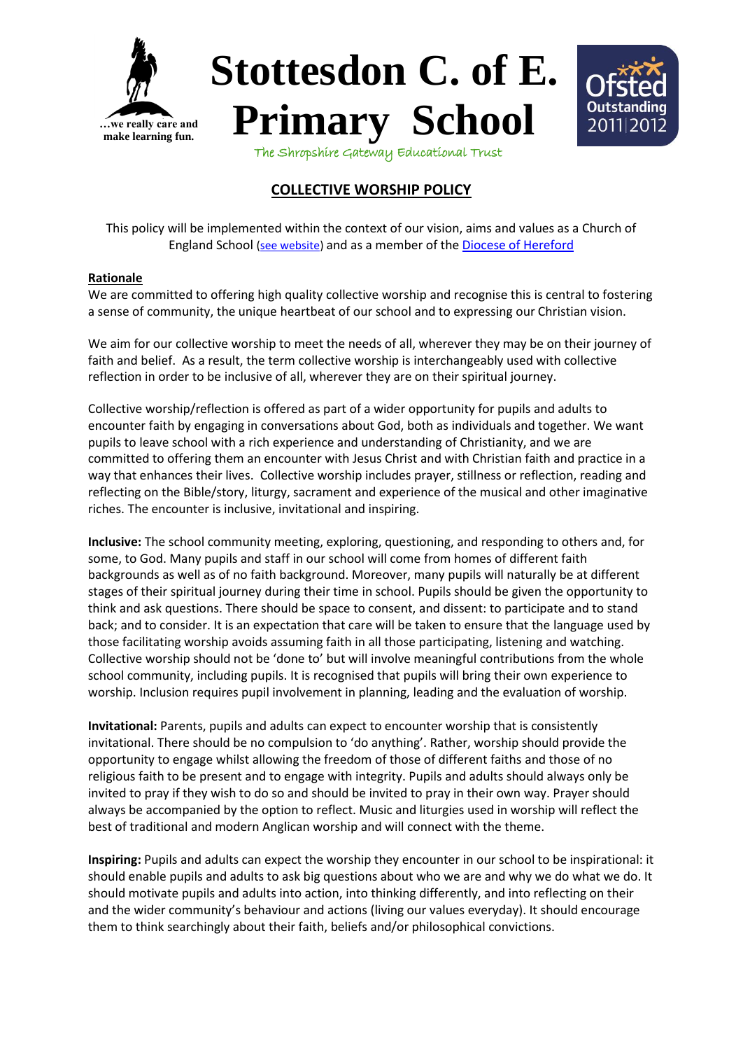…we really care and make learning fun.

# Stottesdon C. of E. Primary School

The Shropshire Gateway Educational Trust

Ofsted Outstanding 2011|2012

## COLLECTIVE WORSHIP POLICY

This policy will be implemented within the context of our vision, aims and values as a Church of England School (see website) and as a member of the Diocese of Hereford

**Rationale**

We are committed to offering high quality collective worship and recognise this is central to fostering a sense of community, the unique heartbeat of our school and to expressing our Christian vision.

We aim for our collective worship to meet the needs of all, wherever they may be on their journey of faith and belief. As a result, the term collective worship is interchangeably used with collective reflection in order to be inclusive of all, wherever they are on their spiritual journey.

Collective worship/reflection is offered as part of a wider opportunity for pupils and adults to encounter faith by engaging in conversations about God, both as individuals and together. We want pupils to leave school with a rich experience and understanding of Christianity, and we are committed to offering them an encounter with Jesus Christ and with Christian faith and practice in a way that enhances their lives. Collective worship includes prayer, stillness or reflection, reading and reflecting on the Bible/story, liturgy, sacrament and experience of the musical and other imaginative riches. The encounter is inclusive, invitational and inspiring.

**Inclusive:** The school community meeting, exploring, questioning, and responding to others and, for some, to God. Many pupils and staff in our school will come from homes of different faith backgrounds as well as of no faith background. Moreover, many pupils will naturally be at different stages of their spiritual journey during their time in school. Pupils should be given the opportunity to think and ask questions. There should be space to consent, and dissent: to participate and to stand back; and to consider. It is an expectation that care will be taken to ensure that the language used by those facilitating worship avoids assuming faith in all those participating, listening and watching. Collective worship should not be 'done to' but will involve meaningful contributions from the whole school community, including pupils. It is recognised that pupils will bring their own experience to worship. Inclusion requires pupil involvement in planning, leading and the evaluation of worship.

**Invitational:** Parents, pupils and adults can expect to encounter worship that is consistently invitational. There should be no compulsion to 'do anything'. Rather, worship should provide the opportunity to engage whilst allowing the freedom of those of different faiths and those of no religious faith to be present and to engage with integrity. Pupils and adults should always only be invited to pray if they wish to do so and should be invited to pray in their own way. Prayer should always be accompanied by the option to reflect. Music and liturgies used in worship will reflect the best of traditional and modern Anglican worship and will connect with the theme.

**Inspiring:** Pupils and adults can expect the worship they encounter in our school to be inspirational: it should enable pupils and adults to ask big questions about who we are and why we do what we do. It should motivate pupils and adults into action, into thinking differently, and into reflecting on their and the wider community's behaviour and actions (living our values everyday). It should encourage them to think searchingly about their faith, beliefs and/or philosophical convictions.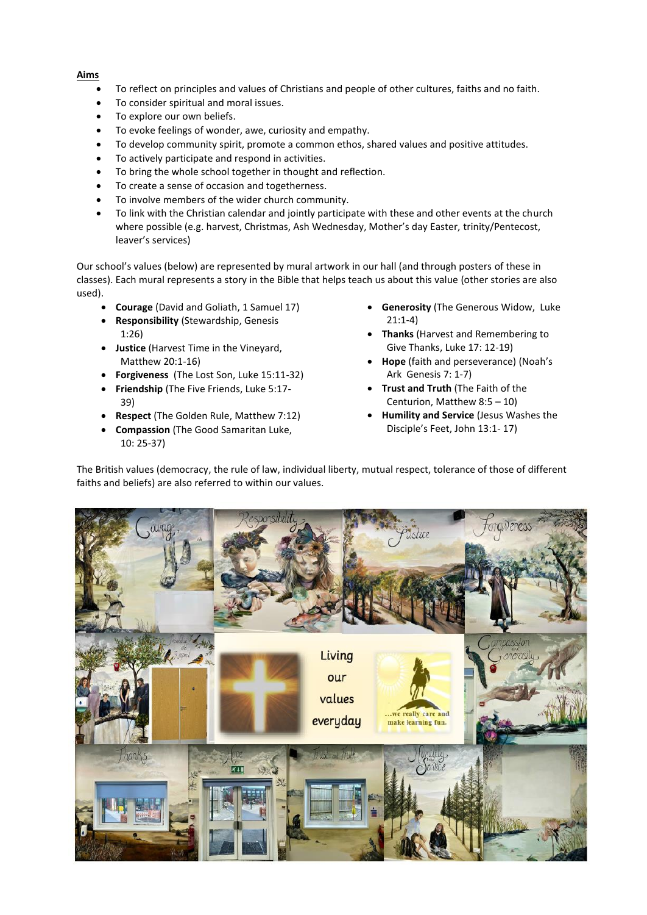**Aims**

- To reflect on principles and values of Christians and people of other cultures, faiths and no faith.
- To consider spiritual and moral issues.
- To explore our own beliefs.
- To evoke feelings of wonder, awe, curiosity and empathy.
- To develop community spirit, promote a common ethos, shared values and positive attitudes.
- To actively participate and respond in activities.
- To bring the whole school together in thought and reflection.
- To create a sense of occasion and togetherness.
- To involve members of the wider church community.
- To link with the Christian calendar and jointly participate with these and other events at the church where possible (e.g. harvest, Christmas, Ash Wednesday, Mother's day Easter, trinity/Pentecost, leaver's services)

Our school's values (below) are represented by mural artwork in our hall (and through posters of these in classes). Each mural represents a story in the Bible that helps teach us about this value (other stories are also used).

- **Courage** (David and Goliath, 1 Samuel 17)
- **Responsibility** (Stewardship, Genesis 1:26)
- **Justice** (Harvest Time in the Vineyard, Matthew 20:1-16)
- **Forgiveness** (The Lost Son, Luke 15:11-32)
- **Friendship** (The Five Friends, Luke 5:17-39)
- **Respect** (The Golden Rule, Matthew 7:12)
- **Compassion** (The Good Samaritan Luke, 10: 25-37)
- **Generosity** (The Generous Widow, Luke 21:1-4)
- **Thanks** (Harvest and Remembering to Give Thanks, Luke 17: 12-19)
- **Hope** (faith and perseverance) (Noah's Ark Genesis 7: 1-7)
- **Trust and Truth** (The Faith of the Centurion, Matthew 8:5 – 10)
- **Humility and Service** (Jesus Washes the Disciple's Feet, John 13:1- 17)

The British values (democracy, the rule of law, individual liberty, mutual respect, tolerance of those of different faiths and beliefs) are also referred to within our values.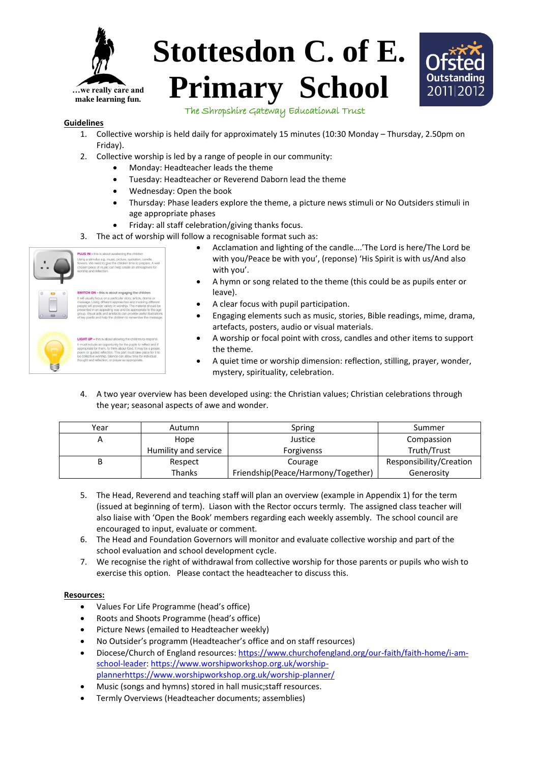# Stottesdon C. of E. Primary School

…we really care and make learning fun.

The Shropshire Gateway Educational Trust

Ofsted Outstanding 2011|2012

**Guidelines**

1. Collective worship is held daily for approximately 15 minutes (10:30 Monday – Thursday, 2.50pm on Friday).
2. Collective worship is led by a range of people in our community:
   - Monday: Headteacher leads the theme
   - Tuesday: Headteacher or Reverend Daborn lead the theme
   - Wednesday: Open the book
   - Thursday: Phase leaders explore the theme, a picture news stimuli or No Outsiders stimuli in age appropriate phases
   - Friday: all staff celebration/giving thanks focus.
3. The act of worship will follow a recognisable format such as:
   - Acclamation and lighting of the candle….'The Lord is here/The Lord be with you/Peace be with you', (reponse) 'His Spirit is with us/And also with you'.
   - A hymn or song related to the theme (this could be as pupils enter or leave).
   - A clear focus with pupil participation.
   - Engaging elements such as music, stories, Bible readings, mime, drama, artefacts, posters, audio or visual materials.
   - A worship or focal point with cross, candles and other items to support the theme.
   - A quiet time or worship dimension: reflection, stilling, prayer, wonder, mystery, spirituality, celebration.
4. A two year overview has been developed using: the Christian values; Christian celebrations through the year; seasonal aspects of awe and wonder.

| Year | Autumn | Spring | Summer |
|---|---|---|---|
| A | Hope<br>Humility and service | Justice<br>Forgivenss | Compassion<br>Truth/Trust |
| B | Respect<br>Thanks | Courage<br>Friendship(Peace/Harmony/Together) | Responsibility/Creation<br>Generosity |

5. The Head, Reverend and teaching staff will plan an overview (example in Appendix 1) for the term (issued at beginning of term). Liason with the Rector occurs termly. The assigned class teacher will also liaise with 'Open the Book' members regarding each weekly assembly. The school council are encouraged to input, evaluate or comment.
6. The Head and Foundation Governors will monitor and evaluate collective worship and part of the school evaluation and school development cycle.
7. We recognise the right of withdrawal from collective worship for those parents or pupils who wish to exercise this option. Please contact the headteacher to discuss this.

**Resources:**

- Values For Life Programme (head's office)
- Roots and Shoots Programme (head's office)
- Picture News (emailed to Headteacher weekly)
- No Outsider's programm (Headteacher's office and on staff resources)
- Diocese/Church of England resources: https://www.churchofengland.org/our-faith/faith-home/i-am-school-leader: https://www.worshipworkshop.org.uk/worship-plannerhttps://www.worshipworkshop.org.uk/worship-planner/
- Music (songs and hymns) stored in hall music;staff resources.
- Termly Overviews (Headteacher documents; assemblies)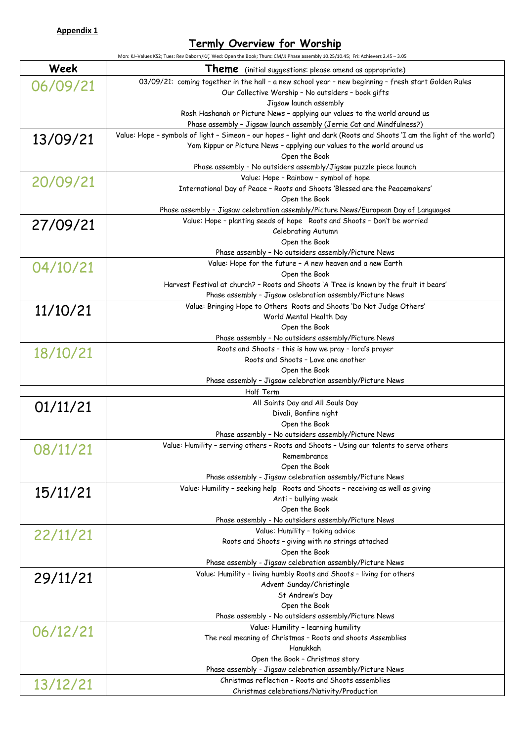**Appendix 1**

## Termly Overview for Worship

Mon: KJ–Values KS2; Tues: Rev Daborn/KJ; Wed: Open the Book; Thurs: CM/JJ Phase assembly 10.25/10.45; Fri: Achievers 2.45 – 3.05

| Week | Theme (initial suggestions: please amend as appropriate) |
| --- | --- |
| 06/09/21 | 03/09/21: coming together in the hall – a new school year – new beginning – fresh start Golden Rules<br>Our Collective Worship – No outsiders – book gifts<br>Jigsaw launch assembly<br>Rosh Hashanah or Picture News – applying our values to the world around us<br>Phase assembly – Jigsaw launch assembly (Jerrie Cat and Mindfulness?) |
| 13/09/21 | Value: Hope – symbols of light – Simeon – our hopes – light and dark (Roots and Shoots 'I am the light of the world')<br>Yom Kippur or Picture News – applying our values to the world around us<br>Open the Book<br>Phase assembly – No outsiders assembly/Jigsaw puzzle piece launch |
| 20/09/21 | Value: Hope – Rainbow – symbol of hope<br>International Day of Peace – Roots and Shoots 'Blessed are the Peacemakers'<br>Open the Book<br>Phase assembly – Jigsaw celebration assembly/Picture News/European Day of Languages |
| 27/09/21 | Value: Hope – planting seeds of hope Roots and Shoots – Don't be worried<br>Celebrating Autumn<br>Open the Book<br>Phase assembly – No outsiders assembly/Picture News |
| 04/10/21 | Value: Hope for the future – A new heaven and a new Earth<br>Open the Book<br>Harvest Festival at church? – Roots and Shoots 'A Tree is known by the fruit it bears'<br>Phase assembly – Jigsaw celebration assembly/Picture News |
| 11/10/21 | Value: Bringing Hope to Others Roots and Shoots 'Do Not Judge Others'<br>World Mental Health Day<br>Open the Book<br>Phase assembly – No outsiders assembly/Picture News |
| 18/10/21 | Roots and Shoots – this is how we pray – lord's prayer<br>Roots and Shoots – Love one another<br>Open the Book<br>Phase assembly – Jigsaw celebration assembly/Picture News |
| Half Term | |
| 01/11/21 | All Saints Day and All Souls Day<br>Divali, Bonfire night<br>Open the Book<br>Phase assembly – No outsiders assembly/Picture News |
| 08/11/21 | Value: Humility – serving others – Roots and Shoots – Using our talents to serve others<br>Remembrance<br>Open the Book<br>Phase assembly - Jigsaw celebration assembly/Picture News |
| 15/11/21 | Value: Humility – seeking help Roots and Shoots – receiving as well as giving<br>Anti – bullying week<br>Open the Book<br>Phase assembly - No outsiders assembly/Picture News |
| 22/11/21 | Value: Humility – taking advice<br>Roots and Shoots – giving with no strings attached<br>Open the Book<br>Phase assembly - Jigsaw celebration assembly/Picture News |
| 29/11/21 | Value: Humility – living humbly Roots and Shoots – living for others<br>Advent Sunday/Christingle<br>St Andrew's Day<br>Open the Book<br>Phase assembly - No outsiders assembly/Picture News |
| 06/12/21 | Value: Humility – learning humility<br>The real meaning of Christmas – Roots and shoots Assemblies<br>Hanukkah<br>Open the Book – Christmas story<br>Phase assembly - Jigsaw celebration assembly/Picture News |
| 13/12/21 | Christmas reflection – Roots and Shoots assemblies<br>Christmas celebrations/Nativity/Production |